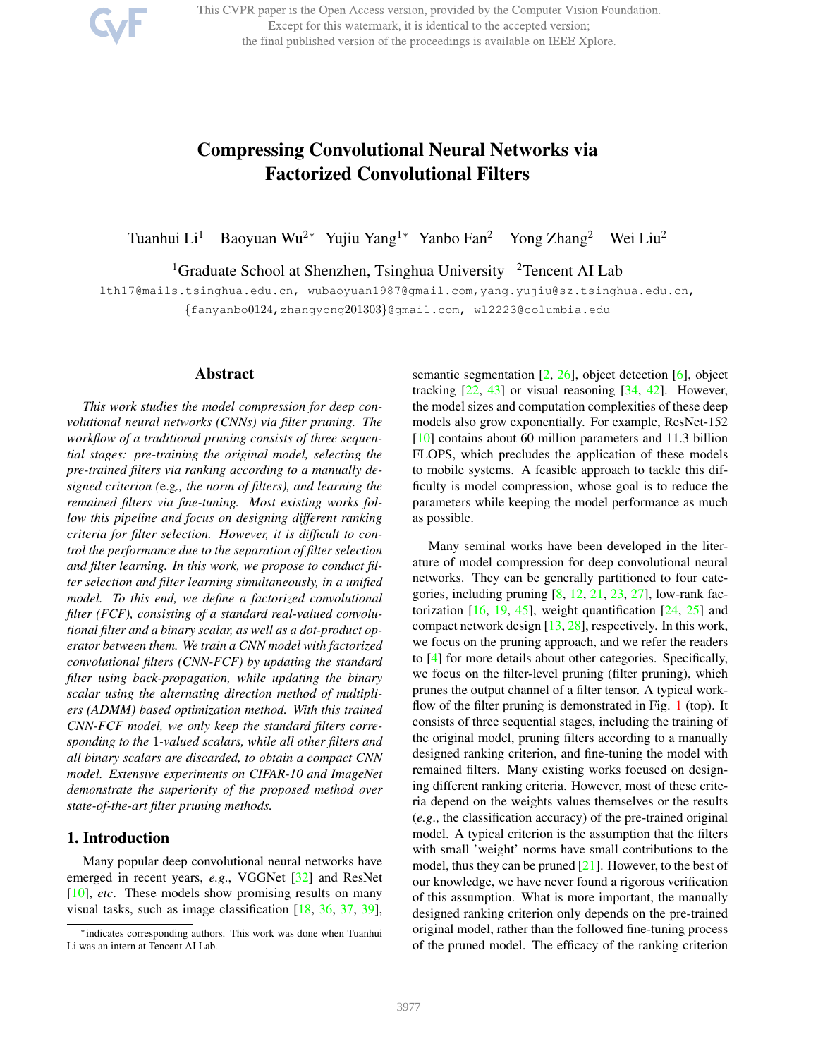# Compressing Convolutional Neural Networks via Factorized Convolutional Filters

Tuanhui Li[1] Baoyuan Wu[2*] Yujiu Yang[1*] Yanbo Fan[2] Yong Zhang[2] Wei Liu[2]

[1]Graduate School at Shenzhen, Tsinghua University [2]Tencent AI Lab

lth17@mails.tsinghua.edu.cn, wubaoyuan1987@gmail.com, yang.yujiu@sz.tsinghua.edu.cn, {fanyanbo0124, zhangyong201303}@gmail.com, wl2223@columbia.edu

## Abstract

*This work studies the model compression for deep convolutional neural networks (CNNs) via filter pruning. The workflow of a traditional pruning consists of three sequential stages: pre-training the original model, selecting the pre-trained filters via ranking according to a manually designed criterion (*e.g.*, the norm of filters), and learning the remained filters via fine-tuning. Most existing works follow this pipeline and focus on designing different ranking criteria for filter selection. However, it is difficult to control the performance due to the separation of filter selection and filter learning. In this work, we propose to conduct filter selection and filter learning simultaneously, in a unified model. To this end, we define a factorized convolutional filter (FCF), consisting of a standard real-valued convolutional filter and a binary scalar, as well as a dot-product operator between them. We train a CNN model with factorized convolutional filters (CNN-FCF) by updating the standard filter using back-propagation, while updating the binary scalar using the alternating direction method of multipliers (ADMM) based optimization method. With this trained CNN-FCF model, we only keep the standard filters corresponding to the* 1*-valued scalars, while all other filters and all binary scalars are discarded, to obtain a compact CNN model. Extensive experiments on CIFAR-10 and ImageNet demonstrate the superiority of the proposed method over state-of-the-art filter pruning methods.*

## 1. Introduction

Many popular deep convolutional neural networks have emerged in recent years, *e.g*., VGGNet [32] and ResNet [10], *etc*. These models show promising results on many visual tasks, such as image classification [18, 36, 37, 39], semantic segmentation [2, 26], object detection [6], object tracking [22, 43] or visual reasoning [34, 42]. However, the model sizes and computation complexities of these deep models also grow exponentially. For example, ResNet-152 [10] contains about 60 million parameters and 11.3 billion FLOPS, which precludes the application of these models to mobile systems. A feasible approach to tackle this difficulty is model compression, whose goal is to reduce the parameters while keeping the model performance as much as possible.

Many seminal works have been developed in the literature of model compression for deep convolutional neural networks. They can be generally partitioned to four categories, including pruning [8, 12, 21, 23, 27], low-rank factorization [16, 19, 45], weight quantification [24, 25] and compact network design [13, 28], respectively. In this work, we focus on the pruning approach, and we refer the readers to [4] for more details about other categories. Specifically, we focus on the filter-level pruning (filter pruning), which prunes the output channel of a filter tensor. A typical workflow of the filter pruning is demonstrated in Fig. 1 (top). It consists of three sequential stages, including the training of the original model, pruning filters according to a manually designed ranking criterion, and fine-tuning the model with remained filters. Many existing works focused on designing different ranking criteria. However, most of these criteria depend on the weights values themselves or the results (*e.g*., the classification accuracy) of the pre-trained original model. A typical criterion is the assumption that the filters with small 'weight' norms have small contributions to the model, thus they can be pruned [21]. However, to the best of our knowledge, we have never found a rigorous verification of this assumption. What is more important, the manually designed ranking criterion only depends on the pre-trained original model, rather than the followed fine-tuning process of the pruned model. The efficacy of the ranking criterion

*indicates corresponding authors. This work was done when Tuanhui Li was an intern at Tencent AI Lab.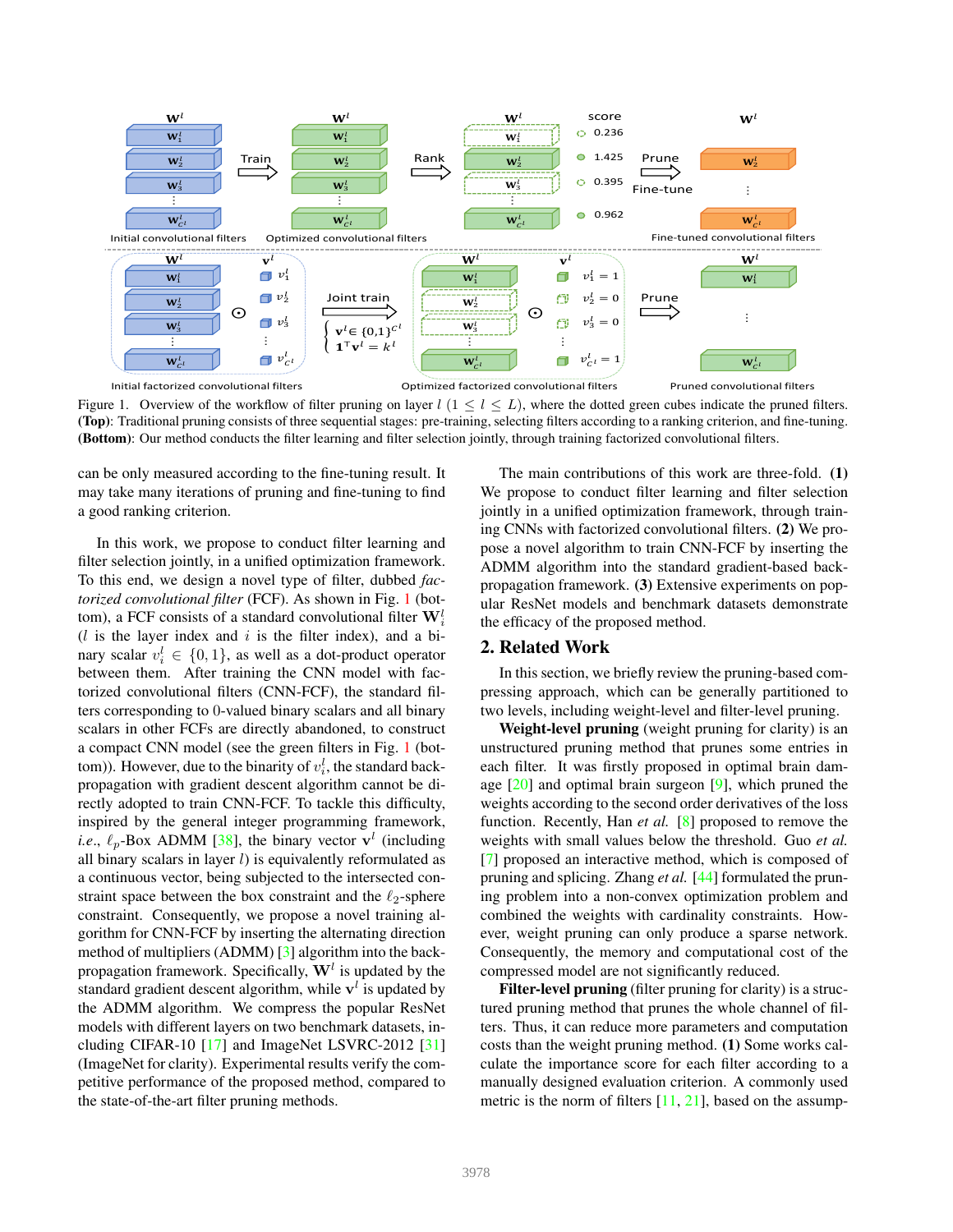Figure 1. Overview of the workflow of filter pruning on layer $l$ ($1 \leq l \leq L$), where the dotted green cubes indicate the pruned filters. **(Top)**: Traditional pruning consists of three sequential stages: pre-training, selecting filters according to a ranking criterion, and fine-tuning. **(Bottom)**: Our method conducts the filter learning and filter selection jointly, through training factorized convolutional filters.

can be only measured according to the fine-tuning result. It may take many iterations of pruning and fine-tuning to find a good ranking criterion.

In this work, we propose to conduct filter learning and filter selection jointly, in a unified optimization framework. To this end, we design a novel type of filter, dubbed *factorized convolutional filter* (FCF). As shown in Fig. 1 (bottom), a FCF consists of a standard convolutional filter $\mathbf{W}_i^l$ ($l$ is the layer index and $i$ is the filter index), and a binary scalar $v_i^l \in \{0, 1\}$, as well as a dot-product operator between them. After training the CNN model with factorized convolutional filters (CNN-FCF), the standard filters corresponding to 0-valued binary scalars and all binary scalars in other FCFs are directly abandoned, to construct a compact CNN model (see the green filters in Fig. 1 (bottom)). However, due to the binarity of $v_i^l$, the standard back-propagation with gradient descent algorithm cannot be directly adopted to train CNN-FCF. To tackle this difficulty, inspired by the general integer programming framework, *i.e.*, $\ell_p$-Box ADMM [38], the binary vector $\mathbf{v}^l$ (including all binary scalars in layer $l$) is equivalently reformulated as a continuous vector, being subjected to the intersected constraint space between the box constraint and the $\ell_2$-sphere constraint. Consequently, we propose a novel training algorithm for CNN-FCF by inserting the alternating direction method of multipliers (ADMM) [3] algorithm into the back-propagation framework. Specifically, $\mathbf{W}^l$ is updated by the standard gradient descent algorithm, while $\mathbf{v}^l$ is updated by the ADMM algorithm. We compress the popular ResNet models with different layers on two benchmark datasets, including CIFAR-10 [17] and ImageNet LSVRC-2012 [31] (ImageNet for clarity). Experimental results verify the competitive performance of the proposed method, compared to the state-of-the-art filter pruning methods.

The main contributions of this work are three-fold. **(1)** We propose to conduct filter learning and filter selection jointly in a unified optimization framework, through training CNNs with factorized convolutional filters. **(2)** We propose a novel algorithm to train CNN-FCF by inserting the ADMM algorithm into the standard gradient-based back-propagation framework. **(3)** Extensive experiments on popular ResNet models and benchmark datasets demonstrate the efficacy of the proposed method.

## 2. Related Work

In this section, we briefly review the pruning-based compressing approach, which can be generally partitioned to two levels, including weight-level and filter-level pruning.

**Weight-level pruning** (weight pruning for clarity) is an unstructured pruning method that prunes some entries in each filter. It was firstly proposed in optimal brain damage [20] and optimal brain surgeon [9], which pruned the weights according to the second order derivatives of the loss function. Recently, Han *et al.* [8] proposed to remove the weights with small values below the threshold. Guo *et al.* [7] proposed an interactive method, which is composed of pruning and splicing. Zhang *et al.* [44] formulated the pruning problem into a non-convex optimization problem and combined the weights with cardinality constraints. However, weight pruning can only produce a sparse network. Consequently, the memory and computational cost of the compressed model are not significantly reduced.

**Filter-level pruning** (filter pruning for clarity) is a structured pruning method that prunes the whole channel of filters. Thus, it can reduce more parameters and computation costs than the weight pruning method. **(1)** Some works calculate the importance score for each filter according to a manually designed evaluation criterion. A commonly used metric is the norm of filters [11, 21], based on the assump-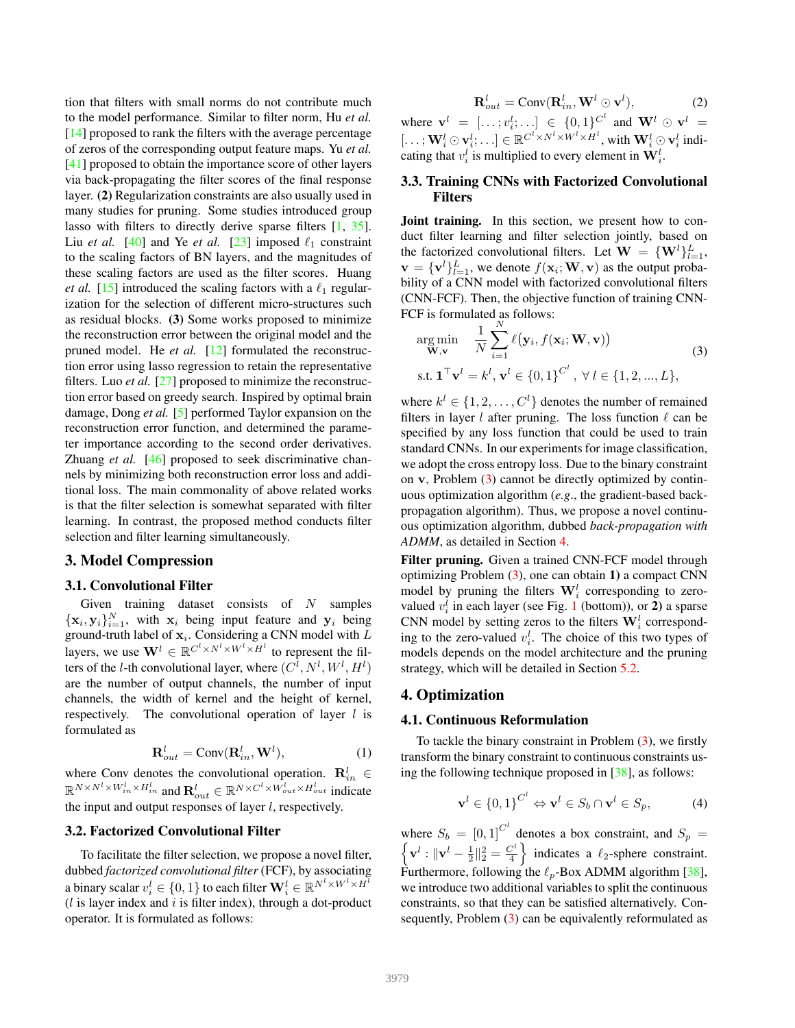tion that filters with small norms do not contribute much to the model performance. Similar to filter norm, Hu *et al.* [14] proposed to rank the filters with the average percentage of zeros of the corresponding output feature maps. Yu *et al.* [41] proposed to obtain the importance score of other layers via back-propagating the filter scores of the final response layer. **(2)** Regularization constraints are also usually used in many studies for pruning. Some studies introduced group lasso with filters to directly derive sparse filters [1, 35]. Liu *et al.* [40] and Ye *et al.* [23] imposed $\ell_1$ constraint to the scaling factors of BN layers, and the magnitudes of these scaling factors are used as the filter scores. Huang *et al.* [15] introduced the scaling factors with a $\ell_1$ regularization for the selection of different micro-structures such as residual blocks. **(3)** Some works proposed to minimize the reconstruction error between the original model and the pruned model. He *et al.* [12] formulated the reconstruction error using lasso regression to retain the representative filters. Luo *et al.* [27] proposed to minimize the reconstruction error based on greedy search. Inspired by optimal brain damage, Dong *et al.* [5] performed Taylor expansion on the reconstruction error function, and determined the parameter importance according to the second order derivatives. Zhuang *et al.* [46] proposed to seek discriminative channels by minimizing both reconstruction error loss and additional loss. The main commonality of above related works is that the filter selection is somewhat separated with filter learning. In contrast, the proposed method conducts filter selection and filter learning simultaneously.

# 3. Model Compression

## 3.1. Convolutional Filter

Given training dataset consists of $N$ samples $\{\mathbf{x}_i, \mathbf{y}_i\}_{i=1}^N$, with $\mathbf{x}_i$ being input feature and $\mathbf{y}_i$ being ground-truth label of $\mathbf{x}_i$. Considering a CNN model with $L$ layers, we use $\mathbf{W}^l \in \mathbb{R}^{C^l \times N^l \times W^l \times H^l}$ to represent the filters of the $l$-th convolutional layer, where $(C^l, N^l, W^l, H^l)$ are the number of output channels, the number of input channels, the width of kernel and the height of kernel, respectively. The convolutional operation of layer $l$ is formulated as

$$\mathbf{R}_{out}^l = \text{Conv}(\mathbf{R}_{in}^l, \mathbf{W}^l), \tag{1}$$

where Conv denotes the convolutional operation. $\mathbf{R}_{in}^l \in \mathbb{R}^{N \times N^l \times W_{in}^l \times H_{in}^l}$ and $\mathbf{R}_{out}^l \in \mathbb{R}^{N \times C^l \times W_{out}^l \times H_{out}^l}$ indicate the input and output responses of layer $l$, respectively.

## 3.2. Factorized Convolutional Filter

To facilitate the filter selection, we propose a novel filter, dubbed *factorized convolutional filter* (FCF), by associating a binary scalar $v_i^l \in \{0, 1\}$ to each filter $\mathbf{W}_i^l \in \mathbb{R}^{N^l \times W^l \times H^l}$ ($l$ is layer index and $i$ is filter index), through a dot-product operator. It is formulated as follows:

$$\mathbf{R}_{out}^l = \text{Conv}(\mathbf{R}_{in}^l, \mathbf{W}^l \odot \mathbf{v}^l), \tag{2}$$

where $\mathbf{v}^l = [\ldots; v_i^l; \ldots] \in \{0,1\}^{C^l}$ and $\mathbf{W}^l \odot \mathbf{v}^l = [\ldots; \mathbf{W}_i^l \odot \mathbf{v}_i^l; \ldots] \in \mathbb{R}^{C^l \times N^l \times W^l \times H^l}$, with $\mathbf{W}_i^l \odot \mathbf{v}_i^l$ indicating that $v_i^l$ is multiplied to every element in $\mathbf{W}_i^l$.

## 3.3. Training CNNs with Factorized Convolutional Filters

**Joint training.** In this section, we present how to conduct filter learning and filter selection jointly, based on the factorized convolutional filters. Let $\mathbf{W} = \{\mathbf{W}^l\}_{l=1}^L$, $\mathbf{v} = \{\mathbf{v}^l\}_{l=1}^L$, we denote $f(\mathbf{x}_i; \mathbf{W}, \mathbf{v})$ as the output probability of a CNN model with factorized convolutional filters (CNN-FCF). Then, the objective function of training CNN-FCF is formulated as follows:

$$\begin{aligned} &\mathop{\arg\min}_{\mathbf{W}, \mathbf{v}} \quad \frac{1}{N} \sum_{i=1}^N \ell\big(\mathbf{y}_i, f(\mathbf{x}_i; \mathbf{W}, \mathbf{v})\big) \\ &\text{s.t. } \mathbf{1}^\top \mathbf{v}^l = k^l, \mathbf{v}^l \in \{0,1\}^{C^l}, \ \forall \, l \in \{1, 2, ..., L\}, \end{aligned} \tag{3}$$

where $k^l \in \{1, 2, \ldots, C^l\}$ denotes the number of remained filters in layer $l$ after pruning. The loss function $\ell$ can be specified by any loss function that could be used to train standard CNNs. In our experiments for image classification, we adopt the cross entropy loss. Due to the binary constraint on $\mathbf{v}$, Problem (3) cannot be directly optimized by continuous optimization algorithm (*e.g.*, the gradient-based back-propagation algorithm). Thus, we propose a novel continuous optimization algorithm, dubbed *back-propagation with ADMM*, as detailed in Section 4.

**Filter pruning.** Given a trained CNN-FCF model through optimizing Problem (3), one can obtain **1)** a compact CNN model by pruning the filters $\mathbf{W}_i^l$ corresponding to zero-valued $v_i^l$ in each layer (see Fig. 1 (bottom)), or **2)** a sparse CNN model by setting zeros to the filters $\mathbf{W}_i^l$ corresponding to the zero-valued $v_i^l$. The choice of this two types of models depends on the model architecture and the pruning strategy, which will be detailed in Section 5.2.

# 4. Optimization

## 4.1. Continuous Reformulation

To tackle the binary constraint in Problem (3), we firstly transform the binary constraint to continuous constraints using the following technique proposed in [38], as follows:

$$\mathbf{v}^l \in \{0,1\}^{C^l} \Leftrightarrow \mathbf{v}^l \in S_b \cap \mathbf{v}^l \in S_p, \tag{4}$$

where $S_b = [0,1]^{C^l}$ denotes a box constraint, and $S_p = \left\{\mathbf{v}^l : \|\mathbf{v}^l - \frac{1}{2}\|_2^2 = \frac{C^l}{4}\right\}$ indicates a $\ell_2$-sphere constraint. Furthermore, following the $\ell_p$-Box ADMM algorithm [38], we introduce two additional variables to split the continuous constraints, so that they can be satisfied alternatively. Consequently, Problem (3) can be equivalently reformulated as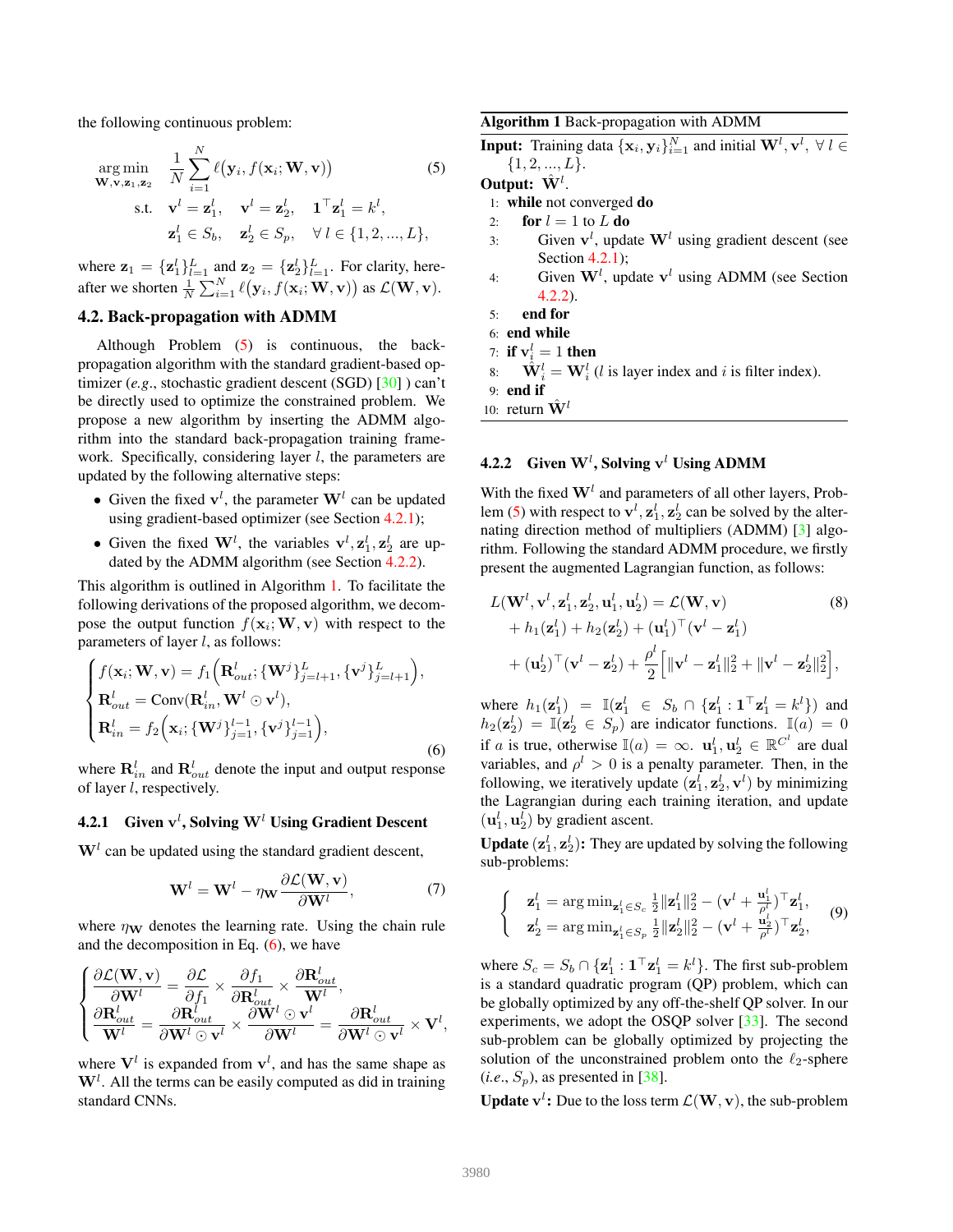the following continuous problem:

$$
\begin{aligned}
\underset{\mathbf{W},\mathbf{v},\mathbf{z}_1,\mathbf{z}_2}{\arg\min} \quad & \frac{1}{N}\sum_{i=1}^{N} \ell\big(\mathbf{y}_i, f(\mathbf{x}_i; \mathbf{W}, \mathbf{v})\big) \qquad (5) \\
\text{s.t.} \quad & \mathbf{v}^l = \mathbf{z}_1^l, \quad \mathbf{v}^l = \mathbf{z}_2^l, \quad \mathbf{1}^\top \mathbf{z}_1^l = k^l, \\
& \mathbf{z}_1^l \in S_b, \quad \mathbf{z}_2^l \in S_p, \quad \forall\, l \in \{1, 2, ..., L\},
\end{aligned}
$$

where $\mathbf{z}_1 = \{\mathbf{z}_1^l\}_{l=1}^L$ and $\mathbf{z}_2 = \{\mathbf{z}_2^l\}_{l=1}^L$. For clarity, hereafter we shorten $\frac{1}{N}\sum_{i=1}^{N} \ell\big(\mathbf{y}_i, f(\mathbf{x}_i; \mathbf{W}, \mathbf{v})\big)$ as $\mathcal{L}(\mathbf{W}, \mathbf{v})$.

## 4.2. Back-propagation with ADMM

Although Problem (5) is continuous, the back-propagation algorithm with the standard gradient-based optimizer (*e.g.*, stochastic gradient descent (SGD) [30] ) can't be directly used to optimize the constrained problem. We propose a new algorithm by inserting the ADMM algorithm into the standard back-propagation training framework. Specifically, considering layer $l$, the parameters are updated by the following alternative steps:

- Given the fixed $\mathbf{v}^l$, the parameter $\mathbf{W}^l$ can be updated using gradient-based optimizer (see Section 4.2.1);
- Given the fixed $\mathbf{W}^l$, the variables $\mathbf{v}^l, \mathbf{z}_1^l, \mathbf{z}_2^l$ are updated by the ADMM algorithm (see Section 4.2.2).

This algorithm is outlined in Algorithm 1. To facilitate the following derivations of the proposed algorithm, we decompose the output function $f(\mathbf{x}_i; \mathbf{W}, \mathbf{v})$ with respect to the parameters of layer $l$, as follows:

$$
\begin{cases}
f(\mathbf{x}_i; \mathbf{W}, \mathbf{v}) = f_1\Big(\mathbf{R}_{out}^l; \{\mathbf{W}^j\}_{j=l+1}^L, \{\mathbf{v}^j\}_{j=l+1}^L\Big), \\
\mathbf{R}_{out}^l = \text{Conv}(\mathbf{R}_{in}^l, \mathbf{W}^l \odot \mathbf{v}^l), \\
\mathbf{R}_{in}^l = f_2\Big(\mathbf{x}_i; \{\mathbf{W}^j\}_{j=1}^{l-1}, \{\mathbf{v}^j\}_{j=1}^{l-1}\Big),
\end{cases}
\tag{6}
$$

where $\mathbf{R}_{in}^l$ and $\mathbf{R}_{out}^l$ denote the input and output response of layer $l$, respectively.

### 4.2.1 Given $\mathbf{v}^l$, Solving $\mathbf{W}^l$ Using Gradient Descent

$\mathbf{W}^l$ can be updated using the standard gradient descent,

$$
\mathbf{W}^l = \mathbf{W}^l - \eta_{\mathbf{W}} \frac{\partial \mathcal{L}(\mathbf{W}, \mathbf{v})}{\partial \mathbf{W}^l}, \tag{7}
$$

where $\eta_{\mathbf{W}}$ denotes the learning rate. Using the chain rule and the decomposition in Eq. (6), we have

$$
\begin{cases}
\dfrac{\partial \mathcal{L}(\mathbf{W}, \mathbf{v})}{\partial \mathbf{W}^l} = \dfrac{\partial \mathcal{L}}{\partial f_1} \times \dfrac{\partial f_1}{\partial \mathbf{R}_{out}^l} \times \dfrac{\partial \mathbf{R}_{out}^l}{\mathbf{W}^l}, \\
\dfrac{\partial \mathbf{R}_{out}^l}{\mathbf{W}^l} = \dfrac{\partial \mathbf{R}_{out}^l}{\partial \mathbf{W}^l \odot \mathbf{v}^l} \times \dfrac{\partial \mathbf{W}^l \odot \mathbf{v}^l}{\partial \mathbf{W}^l} = \dfrac{\partial \mathbf{R}_{out}^l}{\partial \mathbf{W}^l \odot \mathbf{v}^l} \times \mathbf{V}^l,
\end{cases}
$$

where $\mathbf{V}^l$ is expanded from $\mathbf{v}^l$, and has the same shape as $\mathbf{W}^l$. All the terms can be easily computed as did in training standard CNNs.

**Algorithm 1** Back-propagation with ADMM

**Input:** Training data $\{\mathbf{x}_i, \mathbf{y}_i\}_{i=1}^N$ and initial $\mathbf{W}^l, \mathbf{v}^l$, $\forall\, l \in \{1, 2, ..., L\}$.
**Output:** $\hat{\mathbf{W}}^l$.

```
1:  while not converged do
2:    for l = 1 to L do
3:      Given v^l, update W^l using gradient descent (see Section 4.2.1);
4:      Given W^l, update v^l using ADMM (see Section 4.2.2).
5:    end for
6:  end while
7:  if v_i^l = 1 then
8:    Ŵ_i^l = W_i^l (l is layer index and i is filter index).
9:  end if
10: return Ŵ^l
```

### 4.2.2 Given $\mathbf{W}^l$, Solving $\mathbf{v}^l$ Using ADMM

With the fixed $\mathbf{W}^l$ and parameters of all other layers, Problem (5) with respect to $\mathbf{v}^l, \mathbf{z}_1^l, \mathbf{z}_2^l$ can be solved by the alternating direction method of multipliers (ADMM) [3] algorithm. Following the standard ADMM procedure, we firstly present the augmented Lagrangian function, as follows:

$$
\begin{aligned}
L(\mathbf{W}^l, \mathbf{v}^l, \mathbf{z}_1^l, \mathbf{z}_2^l, \mathbf{u}_1^l, \mathbf{u}_2^l) &= \mathcal{L}(\mathbf{W}, \mathbf{v}) \qquad (8) \\
&+ h_1(\mathbf{z}_1^l) + h_2(\mathbf{z}_2^l) + (\mathbf{u}_1^l)^\top (\mathbf{v}^l - \mathbf{z}_1^l) \\
&+ (\mathbf{u}_2^l)^\top (\mathbf{v}^l - \mathbf{z}_2^l) + \frac{\rho^l}{2}\Big[\|\mathbf{v}^l - \mathbf{z}_1^l\|_2^2 + \|\mathbf{v}^l - \mathbf{z}_2^l\|_2^2\Big],
\end{aligned}
$$

where $h_1(\mathbf{z}_1^l) = \mathbb{I}(\mathbf{z}_1^l \in S_b \cap \{\mathbf{z}_1^l : \mathbf{1}^\top \mathbf{z}_1^l = k^l\})$ and $h_2(\mathbf{z}_2^l) = \mathbb{I}(\mathbf{z}_2^l \in S_p)$ are indicator functions. $\mathbb{I}(a) = 0$ if $a$ is true, otherwise $\mathbb{I}(a) = \infty$. $\mathbf{u}_1^l, \mathbf{u}_2^l \in \mathbb{R}^{C^l}$ are dual variables, and $\rho^l > 0$ is a penalty parameter. Then, in the following, we iteratively update $(\mathbf{z}_1^l, \mathbf{z}_2^l, \mathbf{v}^l)$ by minimizing the Lagrangian during each training iteration, and update $(\mathbf{u}_1^l, \mathbf{u}_2^l)$ by gradient ascent.

**Update $(\mathbf{z}_1^l, \mathbf{z}_2^l)$:** They are updated by solving the following sub-problems:

$$
\begin{cases}
\mathbf{z}_1^l = \arg\min_{\mathbf{z}_1^l \in S_c} \frac{1}{2}\|\mathbf{z}_1^l\|_2^2 - (\mathbf{v}^l + \frac{\mathbf{u}_1^l}{\rho^l})^\top \mathbf{z}_1^l, \\
\mathbf{z}_2^l = \arg\min_{\mathbf{z}_2^l \in S_p} \frac{1}{2}\|\mathbf{z}_2^l\|_2^2 - (\mathbf{v}^l + \frac{\mathbf{u}_2^l}{\rho^l})^\top \mathbf{z}_2^l,
\end{cases}
\tag{9}
$$

where $S_c = S_b \cap \{\mathbf{z}_1^l : \mathbf{1}^\top \mathbf{z}_1^l = k^l\}$. The first sub-problem is a standard quadratic program (QP) problem, which can be globally optimized by any off-the-shelf QP solver. In our experiments, we adopt the OSQP solver [33]. The second sub-problem can be globally optimized by projecting the solution of the unconstrained problem onto the $\ell_2$-sphere (*i.e.*, $S_p$), as presented in [38].

**Update $\mathbf{v}^l$:** Due to the loss term $\mathcal{L}(\mathbf{W}, \mathbf{v})$, the sub-problem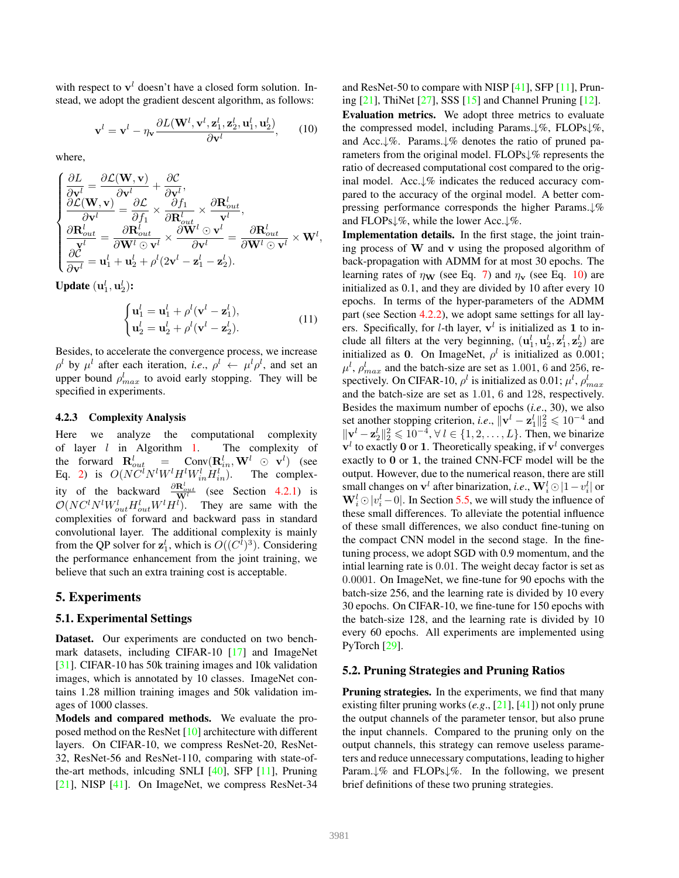with respect to $\mathbf{v}^l$ doesn't have a closed form solution. Instead, we adopt the gradient descent algorithm, as follows:

$$\mathbf{v}^l = \mathbf{v}^l - \eta_{\mathbf{v}} \frac{\partial L(\mathbf{W}^l, \mathbf{v}, \mathbf{z}_1^l, \mathbf{z}_2^l, \mathbf{u}_1^l, \mathbf{u}_2^l)}{\partial \mathbf{v}^l}, \tag{10}$$

where,

$$\begin{cases} \dfrac{\partial L}{\partial \mathbf{v}^l} = \dfrac{\partial \mathcal{L}(\mathbf{W}, \mathbf{v})}{\partial \mathbf{v}^l} + \dfrac{\partial \mathcal{C}}{\partial \mathbf{v}^l}, \\ \dfrac{\partial \mathcal{L}(\mathbf{W}, \mathbf{v})}{\partial \mathbf{v}^l} = \dfrac{\partial \mathcal{L}}{\partial f_1} \times \dfrac{\partial f_1}{\partial \mathbf{R}_{out}^l} \times \dfrac{\partial \mathbf{R}_{out}^l}{\mathbf{v}^l}, \\ \dfrac{\partial \mathbf{R}_{out}^l}{\mathbf{v}^l} = \dfrac{\partial \mathbf{R}_{out}^l}{\partial \mathbf{W}^l \odot \mathbf{v}^l} \times \dfrac{\partial \mathbf{W}^l \odot \mathbf{v}^l}{\partial \mathbf{v}^l} = \dfrac{\partial \mathbf{R}_{out}^l}{\partial \mathbf{W}^l \odot \mathbf{v}^l} \times \mathbf{W}^l, \\ \dfrac{\partial \mathcal{C}}{\partial \mathbf{v}^l} = \mathbf{u}_1^l + \mathbf{u}_2^l + \rho^l (2\mathbf{v}^l - \mathbf{z}_1^l - \mathbf{z}_2^l). \end{cases}$$

**Update $(\mathbf{u}_1^l, \mathbf{u}_2^l)$:**

$$\begin{cases} \mathbf{u}_1^l = \mathbf{u}_1^l + \rho^l (\mathbf{v}^l - \mathbf{z}_1^l), \\ \mathbf{u}_2^l = \mathbf{u}_2^l + \rho^l (\mathbf{v}^l - \mathbf{z}_2^l). \end{cases} \tag{11}$$

Besides, to accelerate the convergence process, we increase $\rho^l$ by $\mu^l$ after each iteration, *i.e.*, $\rho^l \leftarrow \mu^l \rho^l$, and set an upper bound $\rho_{max}^l$ to avoid early stopping. They will be specified in experiments.

### 4.2.3 Complexity Analysis

Here we analyze the computational complexity of layer $l$ in Algorithm 1. The complexity of the forward $\mathbf{R}_{out}^l = \text{Conv}(\mathbf{R}_{in}^l, \mathbf{W}^l \odot \mathbf{v}^l)$ (see Eq. 2) is $O(NC^l N^l W^l H^l W_{in}^l H_{in}^l)$. The complexity of the backward $\frac{\partial \mathbf{R}_{out}^l}{\mathbf{W}^l}$ (see Section 4.2.1) is $\mathcal{O}(NC^l N^l W_{out}^l H_{out}^l W^l H^l)$. They are same with the complexities of forward and backward pass in standard convolutional layer. The additional complexity is mainly from the QP solver for $\mathbf{z}_1^l$, which is $O((C^l)^3)$. Considering the performance enhancement from the joint training, we believe that such an extra training cost is acceptable.

# 5. Experiments

## 5.1. Experimental Settings

**Dataset.** Our experiments are conducted on two benchmark datasets, including CIFAR-10 [17] and ImageNet [31]. CIFAR-10 has 50k training images and 10k validation images, which is annotated by 10 classes. ImageNet contains 1.28 million training images and 50k validation images of 1000 classes.

**Models and compared methods.** We evaluate the proposed method on the ResNet [10] architecture with different layers. On CIFAR-10, we compress ResNet-20, ResNet-32, ResNet-56 and ResNet-110, comparing with state-of-the-art methods, inlcuding SNLI [40], SFP [11], Pruning [21], NISP [41]. On ImageNet, we compress ResNet-34 and ResNet-50 to compare with NISP [41], SFP [11], Pruning [21], ThiNet [27], SSS [15] and Channel Pruning [12].

**Evaluation metrics.** We adopt three metrics to evaluate the compressed model, including Params.↓%, FLOPs↓%, and Acc.↓%. Params.↓% denotes the ratio of pruned parameters from the original model. FLOPs↓% represents the ratio of decreased computational cost compared to the original model. Acc.↓% indicates the reduced accuracy compared to the accuracy of the orginal model. A better compressing performance corresponds the higher Params.↓% and FLOPs↓%, while the lower Acc.↓%.

**Implementation details.** In the first stage, the joint training process of $\mathbf{W}$ and $\mathbf{v}$ using the proposed algorithm of back-propagation with ADMM for at most 30 epochs. The learning rates of $\eta_{\mathbf{W}}$ (see Eq. 7) and $\eta_{\mathbf{v}}$ (see Eq. 10) are initialized as 0.1, and they are divided by 10 after every 10 epochs. In terms of the hyper-parameters of the ADMM part (see Section 4.2.2), we adopt same settings for all layers. Specifically, for $l$-th layer, $\mathbf{v}^l$ is initialized as $\mathbf{1}$ to include all filters at the very beginning, $(\mathbf{u}_1^l, \mathbf{u}_2^l, \mathbf{z}_1^l, \mathbf{z}_2^l)$ are initialized as $\mathbf{0}$. On ImageNet, $\rho^l$ is initialized as 0.001; $\mu^l$, $\rho_{max}^l$ and the batch-size are set as 1.001, 6 and 256, respectively. On CIFAR-10, $\rho^l$ is initialized as 0.01; $\mu^l$, $\rho_{max}^l$ and the batch-size are set as 1.01, 6 and 128, respectively. Besides the maximum number of epochs (*i.e.*, 30), we also set another stopping criterion, *i.e.*, $\|\mathbf{v}^l - \mathbf{z}_1^l\|_2^2 \leqslant 10^{-4}$ and $\|\mathbf{v}^l - \mathbf{z}_2^l\|_2^2 \leqslant 10^{-4}, \forall\, l \in \{1, 2, \ldots, L\}$. Then, we binarize $\mathbf{v}^l$ to exactly $\mathbf{0}$ or $\mathbf{1}$. Theoretically speaking, if $\mathbf{v}^l$ converges exactly to $\mathbf{0}$ or $\mathbf{1}$, the trained CNN-FCF model will be the output. However, due to the numerical reason, there are still small changes on $\mathbf{v}^l$ after binarization, *i.e.*, $\mathbf{W}_i^l \odot |1 - v_i^l|$ or $\mathbf{W}_i^l \odot |v_i^l - 0|$. In Section 5.5, we will study the influence of these small differences. To alleviate the potential influence of these small differences, we also conduct fine-tuning on the compact CNN model in the second stage. In the fine-tuning process, we adopt SGD with 0.9 momentum, and the intial learning rate is 0.01. The weight decay factor is set as 0.0001. On ImageNet, we fine-tune for 90 epochs with the batch-size 256, and the learning rate is divided by 10 every 30 epochs. On CIFAR-10, we fine-tune for 150 epochs with the batch-size 128, and the learning rate is divided by 10 every 60 epochs. All experiments are implemented using PyTorch [29].

## 5.2. Pruning Strategies and Pruning Ratios

**Pruning strategies.** In the experiments, we find that many existing filter pruning works (*e.g.*, [21], [41]) not only prune the output channels of the parameter tensor, but also prune the input channels. Compared to the pruning only on the output channels, this strategy can remove useless parameters and reduce unnecessary computations, leading to higher Param.↓% and FLOPs↓%. In the following, we present brief definitions of these two pruning strategies.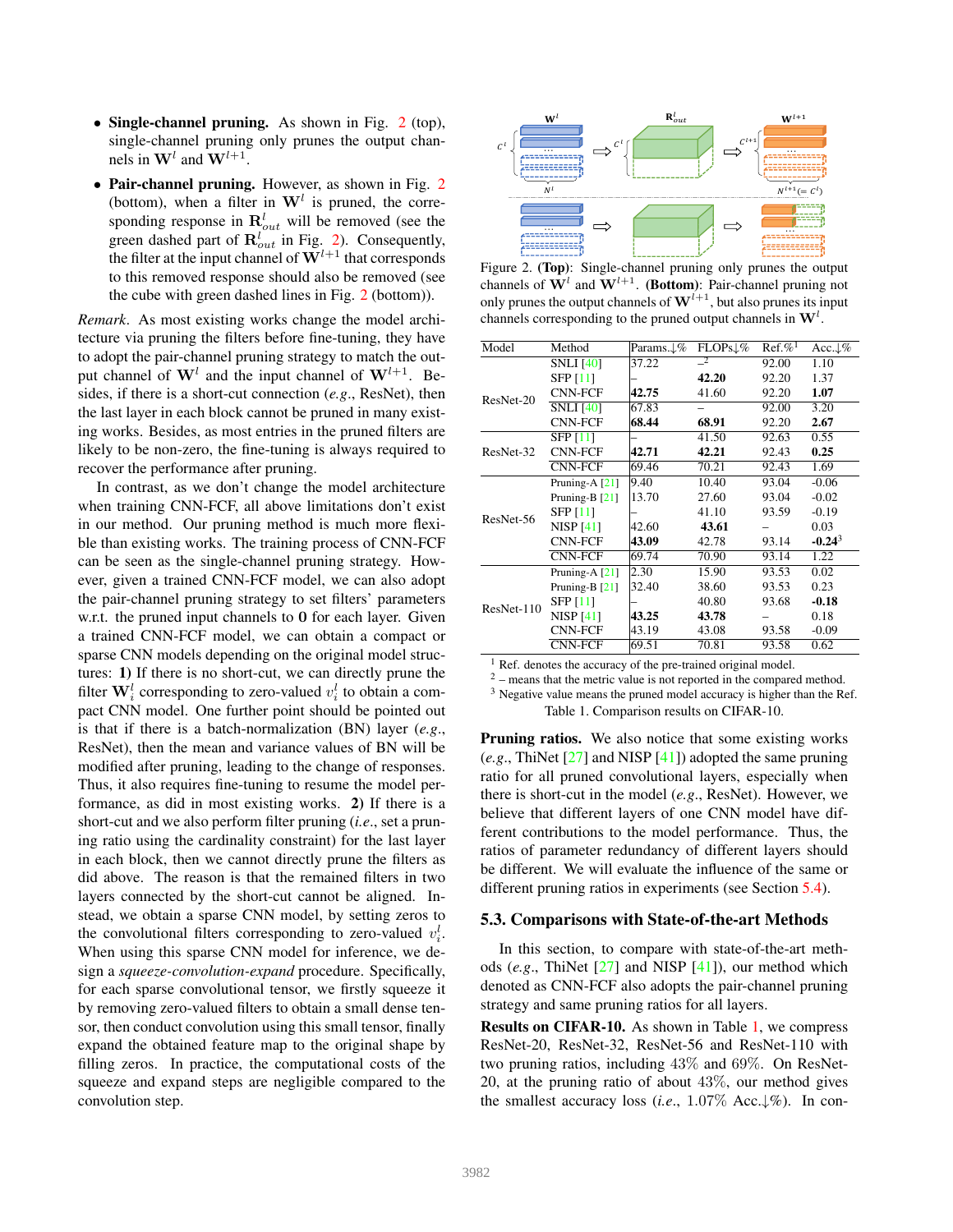- **Single-channel pruning.** As shown in Fig. 2 (top), single-channel pruning only prunes the output channels in $\mathbf{W}^l$ and $\mathbf{W}^{l+1}$.
- **Pair-channel pruning.** However, as shown in Fig. 2 (bottom), when a filter in $\mathbf{W}^l$ is pruned, the corresponding response in $\mathbf{R}^l_{out}$ will be removed (see the green dashed part of $\mathbf{R}^l_{out}$ in Fig. 2). Consequently, the filter at the input channel of $\mathbf{W}^{l+1}$ that corresponds to this removed response should also be removed (see the cube with green dashed lines in Fig. 2 (bottom)).

*Remark*. As most existing works change the model architecture via pruning the filters before fine-tuning, they have to adopt the pair-channel pruning strategy to match the output channel of $\mathbf{W}^l$ and the input channel of $\mathbf{W}^{l+1}$. Besides, if there is a short-cut connection (*e.g.*, ResNet), then the last layer in each block cannot be pruned in many existing works. Besides, as most entries in the pruned filters are likely to be non-zero, the fine-tuning is always required to recover the performance after pruning.

In contrast, as we don't change the model architecture when training CNN-FCF, all above limitations don't exist in our method. Our pruning method is much more flexible than existing works. The training process of CNN-FCF can be seen as the single-channel pruning strategy. However, given a trained CNN-FCF model, we can also adopt the pair-channel pruning strategy to set filters' parameters w.r.t. the pruned input channels to **0** for each layer. Given a trained CNN-FCF model, we can obtain a compact or sparse CNN models depending on the original model structures: **1)** If there is no short-cut, we can directly prune the filter $\mathbf{W}^l_i$ corresponding to zero-valued $v^l_i$ to obtain a compact CNN model. One further point should be pointed out is that if there is a batch-normalization (BN) layer (*e.g.*, ResNet), then the mean and variance values of BN will be modified after pruning, leading to the change of responses. Thus, it also requires fine-tuning to resume the model performance, as did in most existing works. **2)** If there is a short-cut and we also perform filter pruning (*i.e.*, set a pruning ratio using the cardinality constraint) for the last layer in each block, then we cannot directly prune the filters as did above. The reason is that the remained filters in two layers connected by the short-cut cannot be aligned. Instead, we obtain a sparse CNN model, by setting zeros to the convolutional filters corresponding to zero-valued $v^l_i$. When using this sparse CNN model for inference, we design a *squeeze-convolution-expand* procedure. Specifically, for each sparse convolutional tensor, we firstly squeeze it by removing zero-valued filters to obtain a small dense tensor, then conduct convolution using this small tensor, finally expand the obtained feature map to the original shape by filling zeros. In practice, the computational costs of the squeeze and expand steps are negligible compared to the convolution step.

Figure 2. **(Top)**: Single-channel pruning only prunes the output channels of $\mathbf{W}^l$ and $\mathbf{W}^{l+1}$. **(Bottom)**: Pair-channel pruning not only prunes the output channels of $\mathbf{W}^{l+1}$, but also prunes its input channels corresponding to the pruned output channels in $\mathbf{W}^l$.

| Model | Method | Params.↓% | FLOPs↓% | Ref.%[1] | Acc.↓% |
|---|---|---|---|---|---|
| ResNet-20 | SNLI [40] | 37.22 | –[2] | 92.00 | 1.10 |
| | SFP [11] | – | **42.20** | 92.20 | 1.37 |
| | CNN-FCF | **42.75** | 41.60 | 92.20 | **1.07** |
| | SNLI [40] | 67.83 | – | 92.00 | 3.20 |
| | CNN-FCF | **68.44** | **68.91** | 92.20 | **2.67** |
| ResNet-32 | SFP [11] | – | 41.50 | 92.63 | 0.55 |
| | CNN-FCF | **42.71** | **42.21** | 92.43 | **0.25** |
| | CNN-FCF | 69.46 | 70.21 | 92.43 | 1.69 |
| ResNet-56 | Pruning-A [21] | 9.40 | 10.40 | 93.04 | -0.06 |
| | Pruning-B [21] | 13.70 | 27.60 | 93.04 | -0.02 |
| | SFP [11] | – | 41.10 | 93.59 | -0.19 |
| | NISP [41] | 42.60 | **43.61** | – | 0.03 |
| | CNN-FCF | **43.09** | 42.78 | 93.14 | **-0.24**[3] |
| | CNN-FCF | 69.74 | 70.90 | 93.14 | 1.22 |
| ResNet-110 | Pruning-A [21] | 2.30 | 15.90 | 93.53 | 0.02 |
| | Pruning-B [21] | 32.40 | 38.60 | 93.53 | 0.23 |
| | SFP [11] | – | 40.80 | 93.68 | **-0.18** |
| | NISP [41] | **43.25** | **43.78** | – | 0.18 |
| | CNN-FCF | 43.19 | 43.08 | 93.58 | -0.09 |
| | CNN-FCF | 69.51 | 70.81 | 93.58 | 0.62 |

[1] Ref. denotes the accuracy of the pre-trained original model.
[2] – means that the metric value is not reported in the compared method.
[3] Negative value means the pruned model accuracy is higher than the Ref.

Table 1. Comparison results on CIFAR-10.

**Pruning ratios.** We also notice that some existing works (*e.g.*, ThiNet [27] and NISP [41]) adopted the same pruning ratio for all pruned convolutional layers, especially when there is short-cut in the model (*e.g.*, ResNet). However, we believe that different layers of one CNN model have different contributions to the model performance. Thus, the ratios of parameter redundancy of different layers should be different. We will evaluate the influence of the same or different pruning ratios in experiments (see Section 5.4).

### 5.3. Comparisons with State-of-the-art Methods

In this section, to compare with state-of-the-art methods (*e.g.*, ThiNet [27] and NISP [41]), our method which denoted as CNN-FCF also adopts the pair-channel pruning strategy and same pruning ratios for all layers.

**Results on CIFAR-10.** As shown in Table 1, we compress ResNet-20, ResNet-32, ResNet-56 and ResNet-110 with two pruning ratios, including 43% and 69%. On ResNet-20, at the pruning ratio of about 43%, our method gives the smallest accuracy loss (*i.e.*, 1.07% Acc.↓%). In con-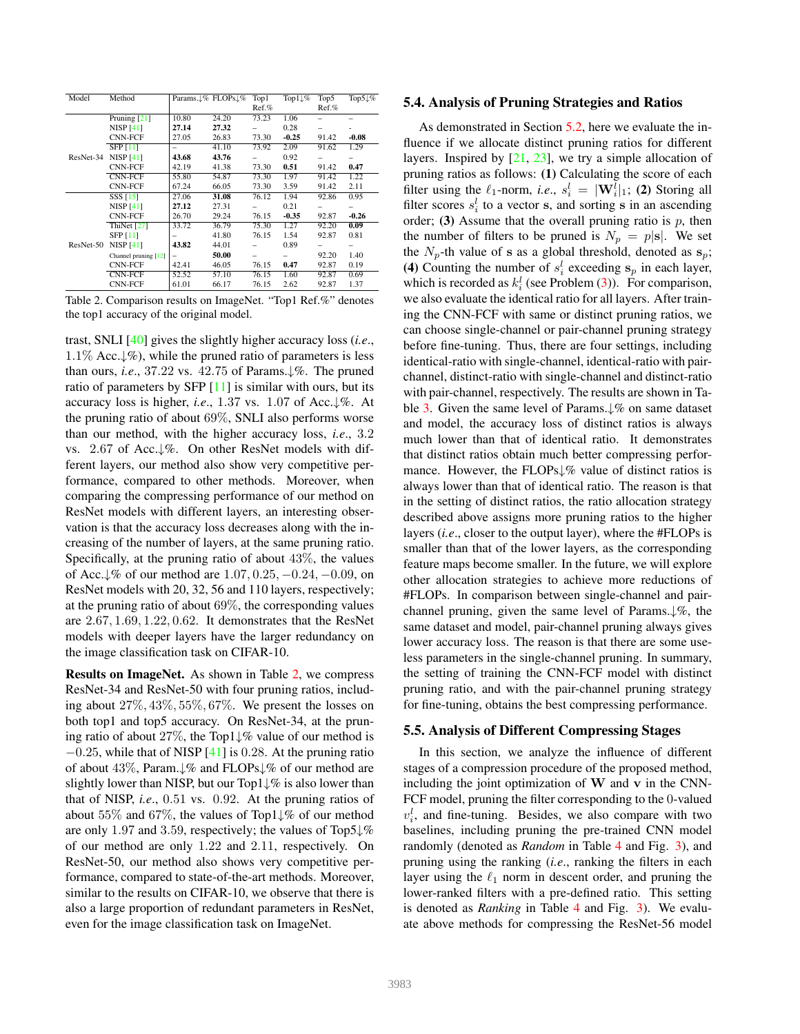| Model | Method | Params.↓% | FLOPs↓% | Top1 Ref.% | Top1↓% | Top5 Ref.% | Top5↓% |
|---|---|---|---|---|---|---|---|
| ResNet-34 | Pruning [21] | 10.80 | 24.20 | 73.23 | 1.06 | – | – |
| | NISP [41] | **27.14** | **27.32** | – | 0.28 | – | - |
| | CNN-FCF | 27.05 | 26.83 | 73.30 | **-0.25** | 91.42 | **-0.08** |
| | SFP [11] | – | 41.10 | 73.92 | 2.09 | 91.62 | 1.29 |
| | NISP [41] | **43.68** | **43.76** | – | 0.92 | – | – |
| | CNN-FCF | 42.19 | 41.38 | 73.30 | **0.51** | 91.42 | **0.47** |
| | CNN-FCF | 55.80 | 54.87 | 73.30 | 1.97 | 91.42 | 1.22 |
| | CNN-FCF | 67.24 | 66.05 | 73.30 | 3.59 | 91.42 | 2.11 |
| ResNet-50 | SSS [15] | 27.06 | **31.08** | 76.12 | 1.94 | 92.86 | 0.95 |
| | NISP [41] | **27.12** | 27.31 | – | 0.21 | – | – |
| | CNN-FCF | 26.70 | 29.24 | 76.15 | **-0.35** | 92.87 | **-0.26** |
| | ThiNet [27] | 33.72 | 36.79 | 75.30 | 1.27 | 92.20 | **0.09** |
| | SFP [11] | – | 41.80 | 76.15 | 1.54 | 92.87 | 0.81 |
| | NISP [41] | **43.82** | 44.01 | – | 0.89 | – | – |
| | Channel pruning [12] | – | **50.00** | – | – | 92.20 | 1.40 |
| | CNN-FCF | 42.41 | 46.05 | 76.15 | **0.47** | 92.87 | 0.19 |
| | CNN-FCF | 52.52 | 57.10 | 76.15 | 1.60 | 92.87 | 0.69 |
| | CNN-FCF | 61.01 | 66.17 | 76.15 | 2.62 | 92.87 | 1.37 |

Table 2. Comparison results on ImageNet. "Top1 Ref.%" denotes the top1 accuracy of the original model.

trast, SNLI [40] gives the slightly higher accuracy loss (*i.e.*, $1.1\%$ Acc.↓%), while the pruned ratio of parameters is less than ours, *i.e.*, $37.22$ vs. $42.75$ of Params.↓%. The pruned ratio of parameters by SFP [11] is similar with ours, but its accuracy loss is higher, *i.e.*, $1.37$ vs. $1.07$ of Acc.↓%. At the pruning ratio of about $69\%$, SNLI also performs worse than our method, with the higher accuracy loss, *i.e.*, $3.2$ vs. $2.67$ of Acc.↓%. On other ResNet models with different layers, our method also show very competitive performance, compared to other methods. Moreover, when comparing the compressing performance of our method on ResNet models with different layers, an interesting observation is that the accuracy loss decreases along with the increasing of the number of layers, at the same pruning ratio. Specifically, at the pruning ratio of about $43\%$, the values of Acc.↓% of our method are $1.07, 0.25, -0.24, -0.09$, on ResNet models with 20, 32, 56 and 110 layers, respectively; at the pruning ratio of about $69\%$, the corresponding values are $2.67, 1.69, 1.22, 0.62$. It demonstrates that the ResNet models with deeper layers have the larger redundancy on the image classification task on CIFAR-10.

**Results on ImageNet.** As shown in Table 2, we compress ResNet-34 and ResNet-50 with four pruning ratios, including about $27\%, 43\%, 55\%, 67\%$. We present the losses on both top1 and top5 accuracy. On ResNet-34, at the pruning ratio of about $27\%$, the Top1↓% value of our method is $-0.25$, while that of NISP [41] is $0.28$. At the pruning ratio of about $43\%$, Param.↓% and FLOPs↓% of our method are slightly lower than NISP, but our Top1↓% is also lower than that of NISP, *i.e.*, $0.51$ vs. $0.92$. At the pruning ratios of about $55\%$ and $67\%$, the values of Top1↓% of our method are only $1.97$ and $3.59$, respectively; the values of Top5↓% of our method are only $1.22$ and $2.11$, respectively. On ResNet-50, our method also shows very competitive performance, compared to state-of-the-art methods. Moreover, similar to the results on CIFAR-10, we observe that there is also a large proportion of redundant parameters in ResNet, even for the image classification task on ImageNet.

## 5.4. Analysis of Pruning Strategies and Ratios

As demonstrated in Section 5.2, here we evaluate the influence if we allocate distinct pruning ratios for different layers. Inspired by [21, 23], we try a simple allocation of pruning ratios as follows: **(1)** Calculating the score of each filter using the $\ell_1$-norm, *i.e.*, $s_i^l = |\mathbf{W}_i^l|_1$; **(2)** Storing all filter scores $s_i^l$ to a vector $\mathbf{s}$, and sorting $\mathbf{s}$ in an ascending order; **(3)** Assume that the overall pruning ratio is $p$, then the number of filters to be pruned is $N_p = p|\mathbf{s}|$. We set the $N_p$-th value of $\mathbf{s}$ as a global threshold, denoted as $\mathbf{s}_p$; **(4)** Counting the number of $s_i^l$ exceeding $\mathbf{s}_p$ in each layer, which is recorded as $k_i^l$ (see Problem (3)). For comparison, we also evaluate the identical ratio for all layers. After training the CNN-FCF with same or distinct pruning ratios, we can choose single-channel or pair-channel pruning strategy before fine-tuning. Thus, there are four settings, including identical-ratio with single-channel, identical-ratio with pair-channel, distinct-ratio with single-channel and distinct-ratio with pair-channel, respectively. The results are shown in Table 3. Given the same level of Params.↓% on same dataset and model, the accuracy loss of distinct ratios is always much lower than that of identical ratio. It demonstrates that distinct ratios obtain much better compressing performance. However, the FLOPs↓% value of distinct ratios is always lower than that of identical ratio. The reason is that in the setting of distinct ratios, the ratio allocation strategy described above assigns more pruning ratios to the higher layers (*i.e.*, closer to the output layer), where the #FLOPs is smaller than that of the lower layers, as the corresponding feature maps become smaller. In the future, we will explore other allocation strategies to achieve more reductions of #FLOPs. In comparison between single-channel and pair-channel pruning, given the same level of Params.↓%, the same dataset and model, pair-channel pruning always gives lower accuracy loss. The reason is that there are some useless parameters in the single-channel pruning. In summary, the setting of training the CNN-FCF model with distinct pruning ratio, and with the pair-channel pruning strategy for fine-tuning, obtains the best compressing performance.

## 5.5. Analysis of Different Compressing Stages

In this section, we analyze the influence of different stages of a compression procedure of the proposed method, including the joint optimization of $\mathbf{W}$ and $\mathbf{v}$ in the CNN-FCF model, pruning the filter corresponding to the 0-valued $v_i^l$, and fine-tuning. Besides, we also compare with two baselines, including pruning the pre-trained CNN model randomly (denoted as *Random* in Table 4 and Fig. 3), and pruning using the ranking (*i.e.*, ranking the filters in each layer using the $\ell_1$ norm in descent order, and pruning the lower-ranked filters with a pre-defined ratio. This setting is denoted as *Ranking* in Table 4 and Fig. 3). We evaluate above methods for compressing the ResNet-56 model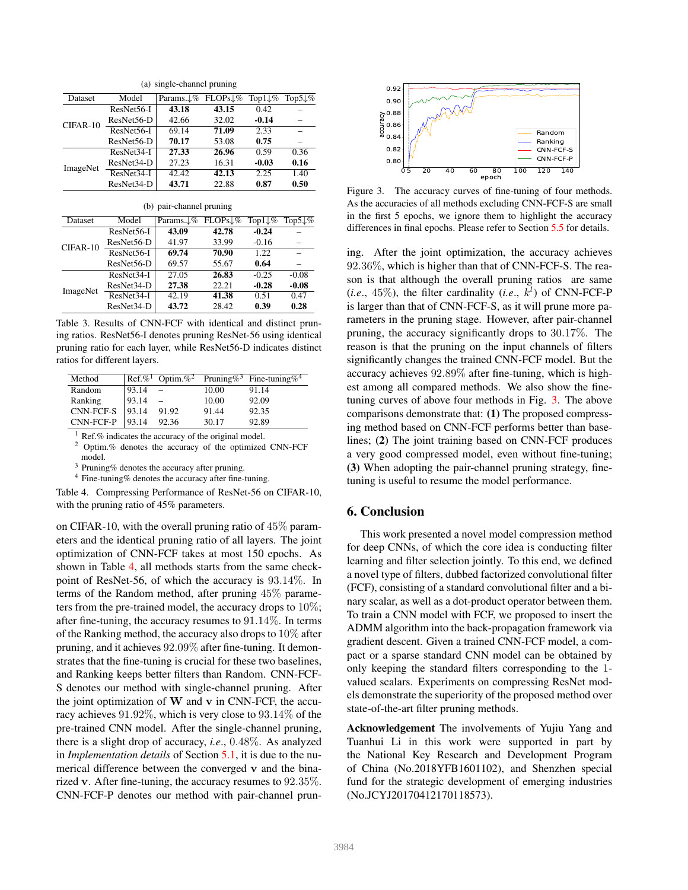(a) single-channel pruning

| Dataset | Model | Params.↓% | FLOPs↓% | Top1↓% | Top5↓% |
|---|---|---|---|---|---|
| CIFAR-10 | ResNet56-I | **43.18** | **43.15** | 0.42 | – |
| | ResNet56-D | 42.66 | 32.02 | **-0.14** | – |
| | ResNet56-I | 69.14 | **71.09** | 2.33 | – |
| | ResNet56-D | **70.17** | 53.08 | **0.75** | – |
| ImageNet | ResNet34-I | **27.33** | **26.96** | 0.59 | 0.36 |
| | ResNet34-D | 27.23 | 16.31 | **-0.03** | **0.16** |
| | ResNet34-I | 42.42 | **42.13** | 2.25 | 1.40 |
| | ResNet34-D | **43.71** | 22.88 | **0.87** | **0.50** |

(b) pair-channel pruning

| Dataset | Model | Params.↓% | FLOPs↓% | Top1↓% | Top5↓% |
|---|---|---|---|---|---|
| CIFAR-10 | ResNet56-I | **43.09** | **42.78** | **-0.24** | – |
| | ResNet56-D | 41.97 | 33.99 | -0.16 | – |
| | ResNet56-I | **69.74** | **70.90** | 1.22 | – |
| | ResNet56-D | 69.57 | 55.67 | **0.64** | – |
| ImageNet | ResNet34-I | 27.05 | **26.83** | -0.25 | -0.08 |
| | ResNet34-D | **27.38** | 22.21 | **-0.28** | **-0.08** |
| | ResNet34-I | 42.19 | **41.38** | 0.51 | 0.47 |
| | ResNet34-D | **43.72** | 28.42 | **0.39** | **0.28** |

Table 3. Results of CNN-FCF with identical and distinct pruning ratios. ResNet56-I denotes pruning ResNet-56 using identical pruning ratio for each layer, while ResNet56-D indicates distinct ratios for different layers.

| Method | Ref.%[1] | Optim.%[2] | Pruning%[3] | Fine-tuning%[4] |
|---|---|---|---|---|
| Random | 93.14 | – | 10.00 | 91.14 |
| Ranking | 93.14 | – | 10.00 | 92.09 |
| CNN-FCF-S | 93.14 | 91.92 | 91.44 | 92.35 |
| CNN-FCF-P | 93.14 | 92.36 | 30.17 | 92.89 |

[1] Ref.% indicates the accuracy of the original model.
[2] Optim.% denotes the accuracy of the optimized CNN-FCF model.
[3] Pruning% denotes the accuracy after pruning.
[4] Fine-tuning% denotes the accuracy after fine-tuning.

Table 4. Compressing Performance of ResNet-56 on CIFAR-10, with the pruning ratio of 45% parameters.

on CIFAR-10, with the overall pruning ratio of $45\%$ parameters and the identical pruning ratio of all layers. The joint optimization of CNN-FCF takes at most 150 epochs. As shown in Table 4, all methods starts from the same checkpoint of ResNet-56, of which the accuracy is $93.14\%$. In terms of the Random method, after pruning $45\%$ parameters from the pre-trained model, the accuracy drops to $10\%$; after fine-tuning, the accuracy resumes to $91.14\%$. In terms of the Ranking method, the accuracy also drops to $10\%$ after pruning, and it achieves $92.09\%$ after fine-tuning. It demonstrates that the fine-tuning is crucial for these two baselines, and Ranking keeps better filters than Random. CNN-FCF-S denotes our method with single-channel pruning. After the joint optimization of $\mathbf{W}$ and $\mathbf{v}$ in CNN-FCF, the accuracy achieves $91.92\%$, which is very close to $93.14\%$ of the pre-trained CNN model. After the single-channel pruning, there is a slight drop of accuracy, *i.e.*, $0.48\%$. As analyzed in *Implementation details* of Section 5.1, it is due to the numerical difference between the converged $\mathbf{v}$ and the binarized $\mathbf{v}$. After fine-tuning, the accuracy resumes to $92.35\%$. CNN-FCF-P denotes our method with pair-channel pruning. After the joint optimization, the accuracy achieves $92.36\%$, which is higher than that of CNN-FCF-S. The reason is that although the overall pruning ratios are same (*i.e.*, $45\%$), the filter cardinality (*i.e.*, $k^l$) of CNN-FCF-P is larger than that of CNN-FCF-S, as it will prune more parameters in the pruning stage. However, after pair-channel pruning, the accuracy significantly drops to $30.17\%$. The reason is that the pruning on the input channels of filters significantly changes the trained CNN-FCF model. But the accuracy achieves $92.89\%$ after fine-tuning, which is highest among all compared methods. We also show the fine-tuning curves of above four methods in Fig. 3. The above comparisons demonstrate that: **(1)** The proposed compressing method based on CNN-FCF performs better than baselines; **(2)** The joint training based on CNN-FCF produces a very good compressed model, even without fine-tuning; **(3)** When adopting the pair-channel pruning strategy, fine-tuning is useful to resume the model performance.

Figure 3. The accuracy curves of fine-tuning of four methods. As the accuracies of all methods excluding CNN-FCF-S are small in the first 5 epochs, we ignore them to highlight the accuracy differences in final epochs. Please refer to Section 5.5 for details.

## 6. Conclusion

This work presented a novel model compression method for deep CNNs, of which the core idea is conducting filter learning and filter selection jointly. To this end, we defined a novel type of filters, dubbed factorized convolutional filter (FCF), consisting of a standard convolutional filter and a binary scalar, as well as a dot-product operator between them. To train a CNN model with FCF, we proposed to insert the ADMM algorithm into the back-propagation framework via gradient descent. Given a trained CNN-FCF model, a compact or a sparse standard CNN model can be obtained by only keeping the standard filters corresponding to the 1-valued scalars. Experiments on compressing ResNet models demonstrate the superiority of the proposed method over state-of-the-art filter pruning methods.

**Acknowledgement** The involvements of Yujiu Yang and Tuanhui Li in this work were supported in part by the National Key Research and Development Program of China (No.2018YFB1601102), and Shenzhen special fund for the strategic development of emerging industries (No.JCYJ20170412170118573).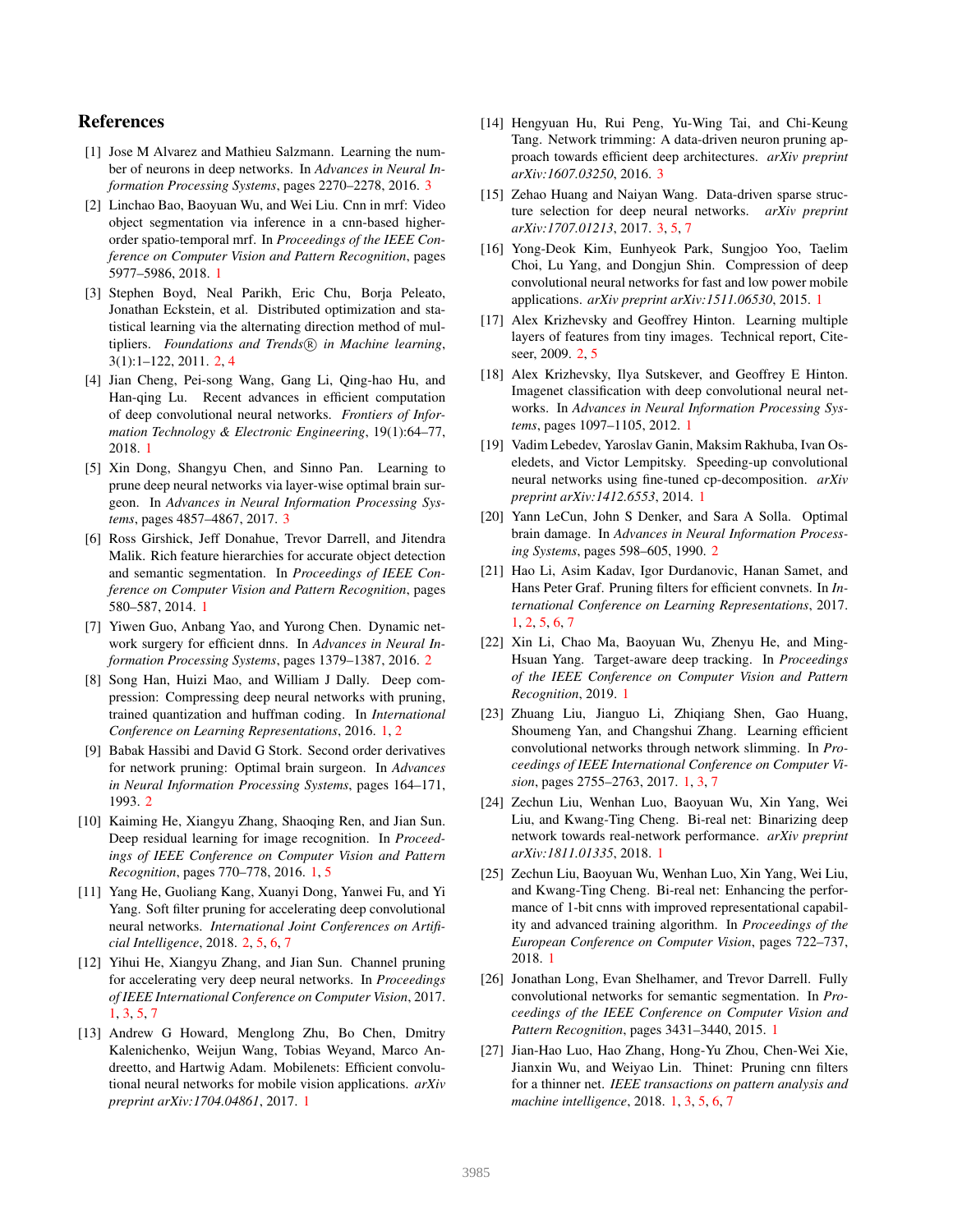## References

[1] Jose M Alvarez and Mathieu Salzmann. Learning the number of neurons in deep networks. In *Advances in Neural Information Processing Systems*, pages 2270–2278, 2016. 3

[2] Linchao Bao, Baoyuan Wu, and Wei Liu. Cnn in mrf: Video object segmentation via inference in a cnn-based higher-order spatio-temporal mrf. In *Proceedings of the IEEE Conference on Computer Vision and Pattern Recognition*, pages 5977–5986, 2018. 1

[3] Stephen Boyd, Neal Parikh, Eric Chu, Borja Peleato, Jonathan Eckstein, et al. Distributed optimization and statistical learning via the alternating direction method of multipliers. *Foundations and Trends® in Machine learning*, 3(1):1–122, 2011. 2, 4

[4] Jian Cheng, Pei-song Wang, Gang Li, Qing-hao Hu, and Han-qing Lu. Recent advances in efficient computation of deep convolutional neural networks. *Frontiers of Information Technology & Electronic Engineering*, 19(1):64–77, 2018. 1

[5] Xin Dong, Shangyu Chen, and Sinno Pan. Learning to prune deep neural networks via layer-wise optimal brain surgeon. In *Advances in Neural Information Processing Systems*, pages 4857–4867, 2017. 3

[6] Ross Girshick, Jeff Donahue, Trevor Darrell, and Jitendra Malik. Rich feature hierarchies for accurate object detection and semantic segmentation. In *Proceedings of IEEE Conference on Computer Vision and Pattern Recognition*, pages 580–587, 2014. 1

[7] Yiwen Guo, Anbang Yao, and Yurong Chen. Dynamic network surgery for efficient dnns. In *Advances in Neural Information Processing Systems*, pages 1379–1387, 2016. 2

[8] Song Han, Huizi Mao, and William J Dally. Deep compression: Compressing deep neural networks with pruning, trained quantization and huffman coding. In *International Conference on Learning Representations*, 2016. 1, 2

[9] Babak Hassibi and David G Stork. Second order derivatives for network pruning: Optimal brain surgeon. In *Advances in Neural Information Processing Systems*, pages 164–171, 1993. 2

[10] Kaiming He, Xiangyu Zhang, Shaoqing Ren, and Jian Sun. Deep residual learning for image recognition. In *Proceedings of IEEE Conference on Computer Vision and Pattern Recognition*, pages 770–778, 2016. 1, 5

[11] Yang He, Guoliang Kang, Xuanyi Dong, Yanwei Fu, and Yi Yang. Soft filter pruning for accelerating deep convolutional neural networks. *International Joint Conferences on Artificial Intelligence*, 2018. 2, 5, 6, 7

[12] Yihui He, Xiangyu Zhang, and Jian Sun. Channel pruning for accelerating very deep neural networks. In *Proceedings of IEEE International Conference on Computer Vision*, 2017. 1, 3, 5, 7

[13] Andrew G Howard, Menglong Zhu, Bo Chen, Dmitry Kalenichenko, Weijun Wang, Tobias Weyand, Marco Andreetto, and Hartwig Adam. Mobilenets: Efficient convolutional neural networks for mobile vision applications. *arXiv preprint arXiv:1704.04861*, 2017. 1

[14] Hengyuan Hu, Rui Peng, Yu-Wing Tai, and Chi-Keung Tang. Network trimming: A data-driven neuron pruning approach towards efficient deep architectures. *arXiv preprint arXiv:1607.03250*, 2016. 3

[15] Zehao Huang and Naiyan Wang. Data-driven sparse structure selection for deep neural networks. *arXiv preprint arXiv:1707.01213*, 2017. 3, 5, 7

[16] Yong-Deok Kim, Eunhyeok Park, Sungjoo Yoo, Taelim Choi, Lu Yang, and Dongjun Shin. Compression of deep convolutional neural networks for fast and low power mobile applications. *arXiv preprint arXiv:1511.06530*, 2015. 1

[17] Alex Krizhevsky and Geoffrey Hinton. Learning multiple layers of features from tiny images. Technical report, Citeseer, 2009. 2, 5

[18] Alex Krizhevsky, Ilya Sutskever, and Geoffrey E Hinton. Imagenet classification with deep convolutional neural networks. In *Advances in Neural Information Processing Systems*, pages 1097–1105, 2012. 1

[19] Vadim Lebedev, Yaroslav Ganin, Maksim Rakhuba, Ivan Oseledets, and Victor Lempitsky. Speeding-up convolutional neural networks using fine-tuned cp-decomposition. *arXiv preprint arXiv:1412.6553*, 2014. 1

[20] Yann LeCun, John S Denker, and Sara A Solla. Optimal brain damage. In *Advances in Neural Information Processing Systems*, pages 598–605, 1990. 2

[21] Hao Li, Asim Kadav, Igor Durdanovic, Hanan Samet, and Hans Peter Graf. Pruning filters for efficient convnets. In *International Conference on Learning Representations*, 2017. 1, 2, 5, 6, 7

[22] Xin Li, Chao Ma, Baoyuan Wu, Zhenyu He, and Ming-Hsuan Yang. Target-aware deep tracking. In *Proceedings of the IEEE Conference on Computer Vision and Pattern Recognition*, 2019. 1

[23] Zhuang Liu, Jianguo Li, Zhiqiang Shen, Gao Huang, Shoumeng Yan, and Changshui Zhang. Learning efficient convolutional networks through network slimming. In *Proceedings of IEEE International Conference on Computer Vision*, pages 2755–2763, 2017. 1, 3, 7

[24] Zechun Liu, Wenhan Luo, Baoyuan Wu, Xin Yang, Wei Liu, and Kwang-Ting Cheng. Bi-real net: Binarizing deep network towards real-network performance. *arXiv preprint arXiv:1811.01335*, 2018. 1

[25] Zechun Liu, Baoyuan Wu, Wenhan Luo, Xin Yang, Wei Liu, and Kwang-Ting Cheng. Bi-real net: Enhancing the performance of 1-bit cnns with improved representational capability and advanced training algorithm. In *Proceedings of the European Conference on Computer Vision*, pages 722–737, 2018. 1

[26] Jonathan Long, Evan Shelhamer, and Trevor Darrell. Fully convolutional networks for semantic segmentation. In *Proceedings of the IEEE Conference on Computer Vision and Pattern Recognition*, pages 3431–3440, 2015. 1

[27] Jian-Hao Luo, Hao Zhang, Hong-Yu Zhou, Chen-Wei Xie, Jianxin Wu, and Weiyao Lin. Thinet: Pruning cnn filters for a thinner net. *IEEE transactions on pattern analysis and machine intelligence*, 2018. 1, 3, 5, 6, 7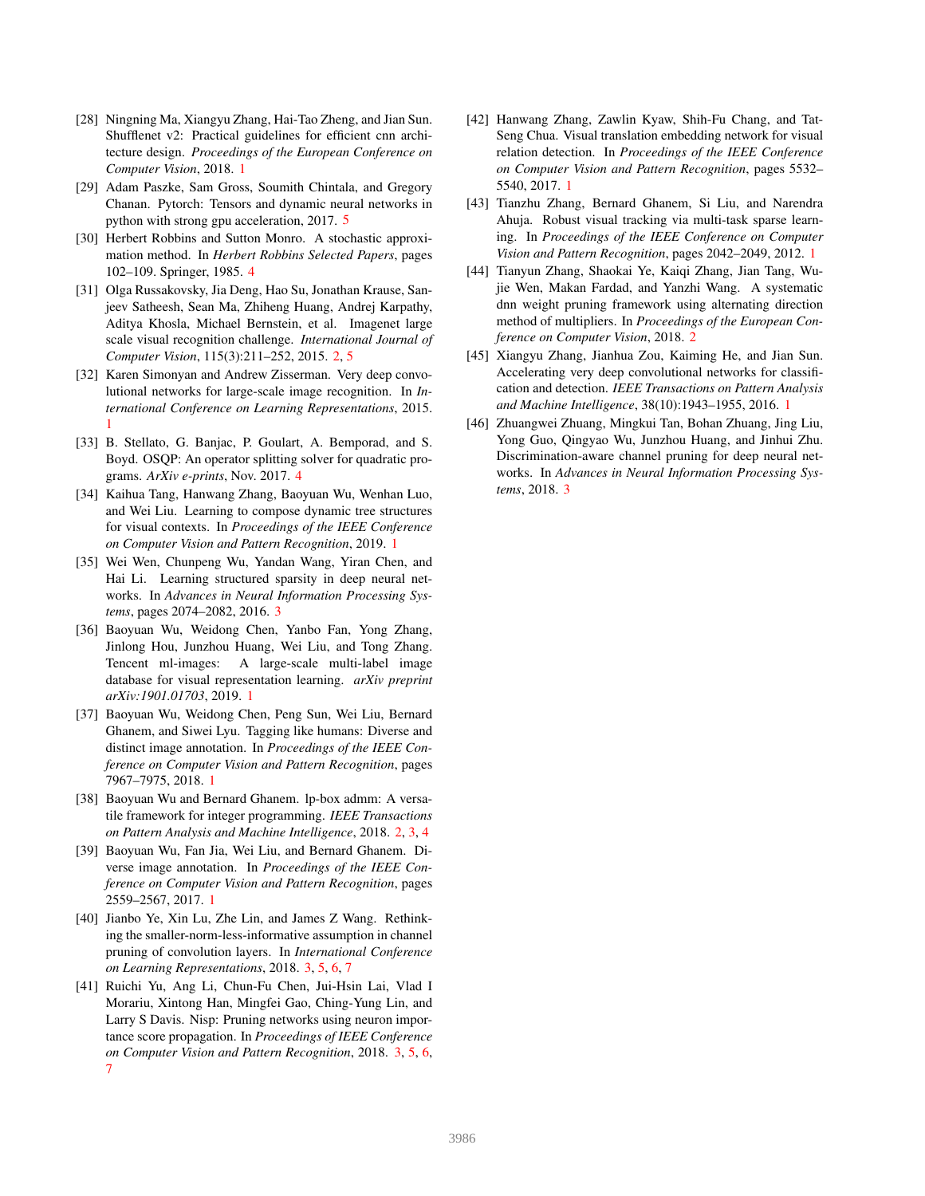[28] Ningning Ma, Xiangyu Zhang, Hai-Tao Zheng, and Jian Sun. Shufflenet v2: Practical guidelines for efficient cnn architecture design. *Proceedings of the European Conference on Computer Vision*, 2018. 1

[29] Adam Paszke, Sam Gross, Soumith Chintala, and Gregory Chanan. Pytorch: Tensors and dynamic neural networks in python with strong gpu acceleration, 2017. 5

[30] Herbert Robbins and Sutton Monro. A stochastic approximation method. In *Herbert Robbins Selected Papers*, pages 102–109. Springer, 1985. 4

[31] Olga Russakovsky, Jia Deng, Hao Su, Jonathan Krause, Sanjeev Satheesh, Sean Ma, Zhiheng Huang, Andrej Karpathy, Aditya Khosla, Michael Bernstein, et al. Imagenet large scale visual recognition challenge. *International Journal of Computer Vision*, 115(3):211–252, 2015. 2, 5

[32] Karen Simonyan and Andrew Zisserman. Very deep convolutional networks for large-scale image recognition. In *International Conference on Learning Representations*, 2015. 1

[33] B. Stellato, G. Banjac, P. Goulart, A. Bemporad, and S. Boyd. OSQP: An operator splitting solver for quadratic programs. *ArXiv e-prints*, Nov. 2017. 4

[34] Kaihua Tang, Hanwang Zhang, Baoyuan Wu, Wenhan Luo, and Wei Liu. Learning to compose dynamic tree structures for visual contexts. In *Proceedings of the IEEE Conference on Computer Vision and Pattern Recognition*, 2019. 1

[35] Wei Wen, Chunpeng Wu, Yandan Wang, Yiran Chen, and Hai Li. Learning structured sparsity in deep neural networks. In *Advances in Neural Information Processing Systems*, pages 2074–2082, 2016. 3

[36] Baoyuan Wu, Weidong Chen, Yanbo Fan, Yong Zhang, Jinlong Hou, Junzhou Huang, Wei Liu, and Tong Zhang. Tencent ml-images: A large-scale multi-label image database for visual representation learning. *arXiv preprint arXiv:1901.01703*, 2019. 1

[37] Baoyuan Wu, Weidong Chen, Peng Sun, Wei Liu, Bernard Ghanem, and Siwei Lyu. Tagging like humans: Diverse and distinct image annotation. In *Proceedings of the IEEE Conference on Computer Vision and Pattern Recognition*, pages 7967–7975, 2018. 1

[38] Baoyuan Wu and Bernard Ghanem. lp-box admm: A versatile framework for integer programming. *IEEE Transactions on Pattern Analysis and Machine Intelligence*, 2018. 2, 3, 4

[39] Baoyuan Wu, Fan Jia, Wei Liu, and Bernard Ghanem. Diverse image annotation. In *Proceedings of the IEEE Conference on Computer Vision and Pattern Recognition*, pages 2559–2567, 2017. 1

[40] Jianbo Ye, Xin Lu, Zhe Lin, and James Z Wang. Rethinking the smaller-norm-less-informative assumption in channel pruning of convolution layers. In *International Conference on Learning Representations*, 2018. 3, 5, 6, 7

[41] Ruichi Yu, Ang Li, Chun-Fu Chen, Jui-Hsin Lai, Vlad I Morariu, Xintong Han, Mingfei Gao, Ching-Yung Lin, and Larry S Davis. Nisp: Pruning networks using neuron importance score propagation. In *Proceedings of IEEE Conference on Computer Vision and Pattern Recognition*, 2018. 3, 5, 6, 7

[42] Hanwang Zhang, Zawlin Kyaw, Shih-Fu Chang, and Tat-Seng Chua. Visual translation embedding network for visual relation detection. In *Proceedings of the IEEE Conference on Computer Vision and Pattern Recognition*, pages 5532–5540, 2017. 1

[43] Tianzhu Zhang, Bernard Ghanem, Si Liu, and Narendra Ahuja. Robust visual tracking via multi-task sparse learning. In *Proceedings of the IEEE Conference on Computer Vision and Pattern Recognition*, pages 2042–2049, 2012. 1

[44] Tianyun Zhang, Shaokai Ye, Kaiqi Zhang, Jian Tang, Wujie Wen, Makan Fardad, and Yanzhi Wang. A systematic dnn weight pruning framework using alternating direction method of multipliers. In *Proceedings of the European Conference on Computer Vision*, 2018. 2

[45] Xiangyu Zhang, Jianhua Zou, Kaiming He, and Jian Sun. Accelerating very deep convolutional networks for classification and detection. *IEEE Transactions on Pattern Analysis and Machine Intelligence*, 38(10):1943–1955, 2016. 1

[46] Zhuangwei Zhuang, Mingkui Tan, Bohan Zhuang, Jing Liu, Yong Guo, Qingyao Wu, Junzhou Huang, and Jinhui Zhu. Discrimination-aware channel pruning for deep neural networks. In *Advances in Neural Information Processing Systems*, 2018. 3